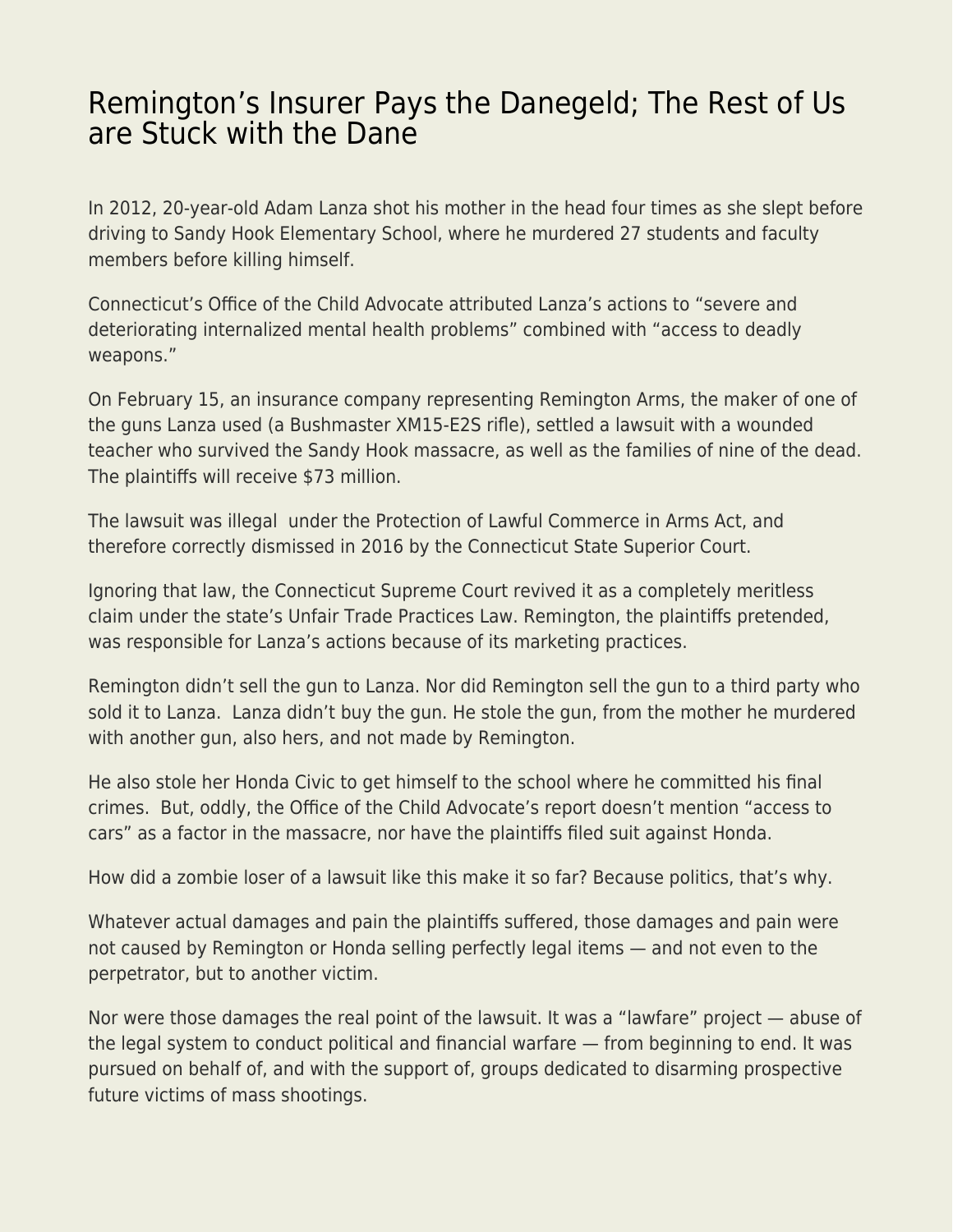# Remington's Insurer Pays the Danegeld; The Rest of Us are Stuck with the Dane

In 2012, 20-year-old Adam Lanza shot his mother in the head four times as she slept before driving to Sandy Hook Elementary School, where he murdered 27 students and faculty members before killing himself.

Connecticut's Office of the Child Advocate attributed Lanza's actions to "severe and deteriorating internalized mental health problems" combined with "access to deadly weapons."

On February 15, an insurance company representing Remington Arms, the maker of one of the guns Lanza used (a Bushmaster XM15-E2S rifle), settled a lawsuit with a wounded teacher who survived the Sandy Hook massacre, as well as the families of nine of the dead. The plaintiffs will receive $73 million.

The lawsuit was illegal under the Protection of Lawful Commerce in Arms Act, and therefore correctly dismissed in 2016 by the Connecticut State Superior Court.

Ignoring that law, the Connecticut Supreme Court revived it as a completely meritless claim under the state's Unfair Trade Practices Law. Remington, the plaintiffs pretended, was responsible for Lanza's actions because of its marketing practices.

Remington didn't sell the gun to Lanza. Nor did Remington sell the gun to a third party who sold it to Lanza. Lanza didn't buy the gun. He stole the gun, from the mother he murdered with another gun, also hers, and not made by Remington.

He also stole her Honda Civic to get himself to the school where he committed his final crimes. But, oddly, the Office of the Child Advocate's report doesn't mention "access to cars" as a factor in the massacre, nor have the plaintiffs filed suit against Honda.

How did a zombie loser of a lawsuit like this make it so far? Because politics, that's why.

Whatever actual damages and pain the plaintiffs suffered, those damages and pain were not caused by Remington or Honda selling perfectly legal items — and not even to the perpetrator, but to another victim.

Nor were those damages the real point of the lawsuit. It was a "lawfare" project — abuse of the legal system to conduct political and financial warfare — from beginning to end. It was pursued on behalf of, and with the support of, groups dedicated to disarming prospective future victims of mass shootings.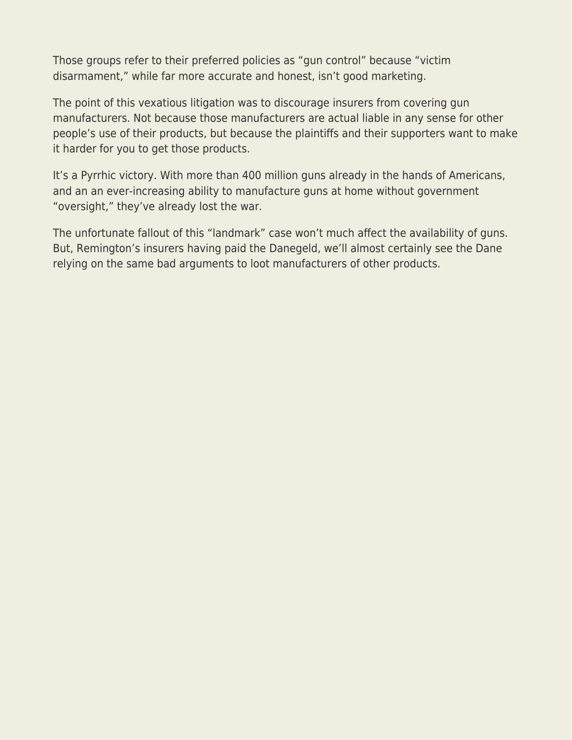Those groups refer to their preferred policies as “gun control” because “victim disarmament,” while far more accurate and honest, isn’t good marketing.

The point of this vexatious litigation was to discourage insurers from covering gun manufacturers. Not because those manufacturers are actual liable in any sense for other people’s use of their products, but because the plaintiffs and their supporters want to make it harder for you to get those products.

It’s a Pyrrhic victory. With more than 400 million guns already in the hands of Americans, and an an ever-increasing ability to manufacture guns at home without government “oversight,” they’ve already lost the war.

The unfortunate fallout of this “landmark” case won’t much affect the availability of guns. But, Remington’s insurers having paid the Danegeld, we’ll almost certainly see the Dane relying on the same bad arguments to loot manufacturers of other products.